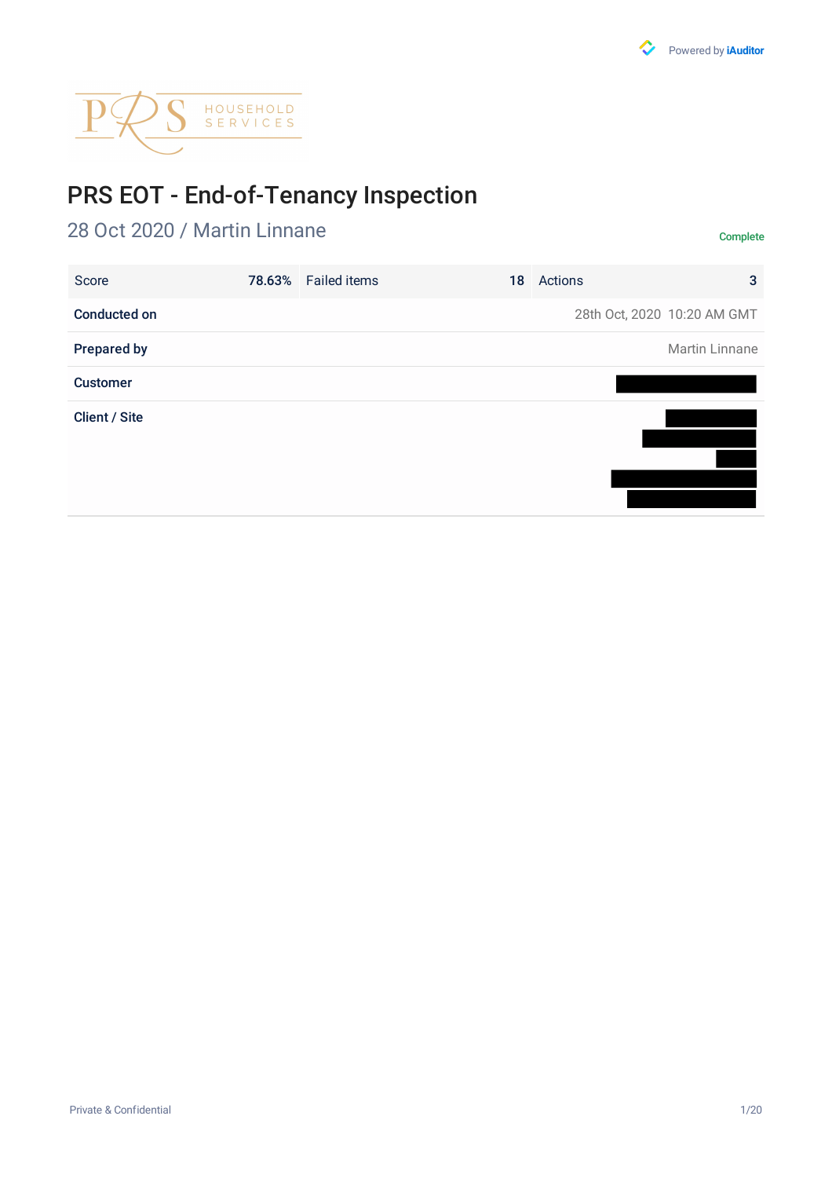# PRS EOT - End-of-Tenancy Inspection

## 28 Oct 2020 / Martin Linnane

Complete

| Score | 78.63% | Failed items | 18 | Actions | 3 |
|---|---|---|---|---|---|

| | |
|---|---|
| **Conducted on** | 28th Oct, 2020 10:20 AM GMT |
| **Prepared by** | Martin Linnane |
| **Customer** | |
| **Client / Site** | |

Private & Confidential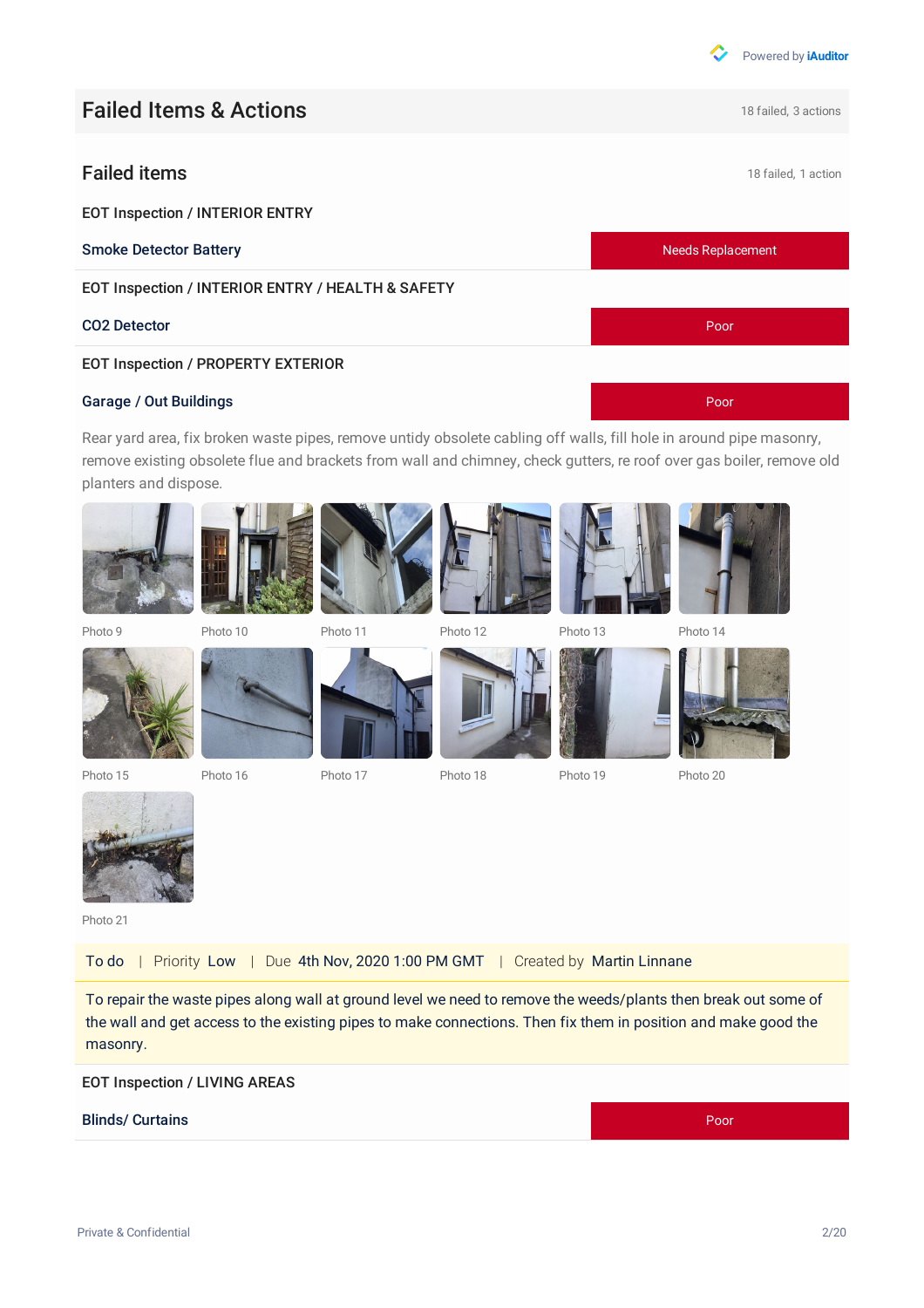Powered by iAuditor

# Failed Items & Actions

18 failed, 3 actions

## Failed items

18 failed, 1 action

### EOT Inspection / INTERIOR ENTRY

**Smoke Detector Battery** — Needs Replacement

### EOT Inspection / INTERIOR ENTRY / HEALTH & SAFETY

**CO2 Detector** — Poor

### EOT Inspection / PROPERTY EXTERIOR

**Garage / Out Buildings** — Poor

Rear yard area, fix broken waste pipes, remove untidy obsolete cabling off walls, fill hole in around pipe masonry, remove existing obsolete flue and brackets from wall and chimney, check gutters, re roof over gas boiler, remove old planters and dispose.

Photo 9 Photo 10 Photo 11 Photo 12 Photo 13 Photo 14

Photo 15 Photo 16 Photo 17 Photo 18 Photo 19 Photo 20

Photo 21

To do | Priority Low | Due 4th Nov, 2020 1:00 PM GMT | Created by Martin Linnane

To repair the waste pipes along wall at ground level we need to remove the weeds/plants then break out some of the wall and get access to the existing pipes to make connections. Then fix them in position and make good the masonry.

### EOT Inspection / LIVING AREAS

**Blinds/ Curtains** — Poor

Private & Confidential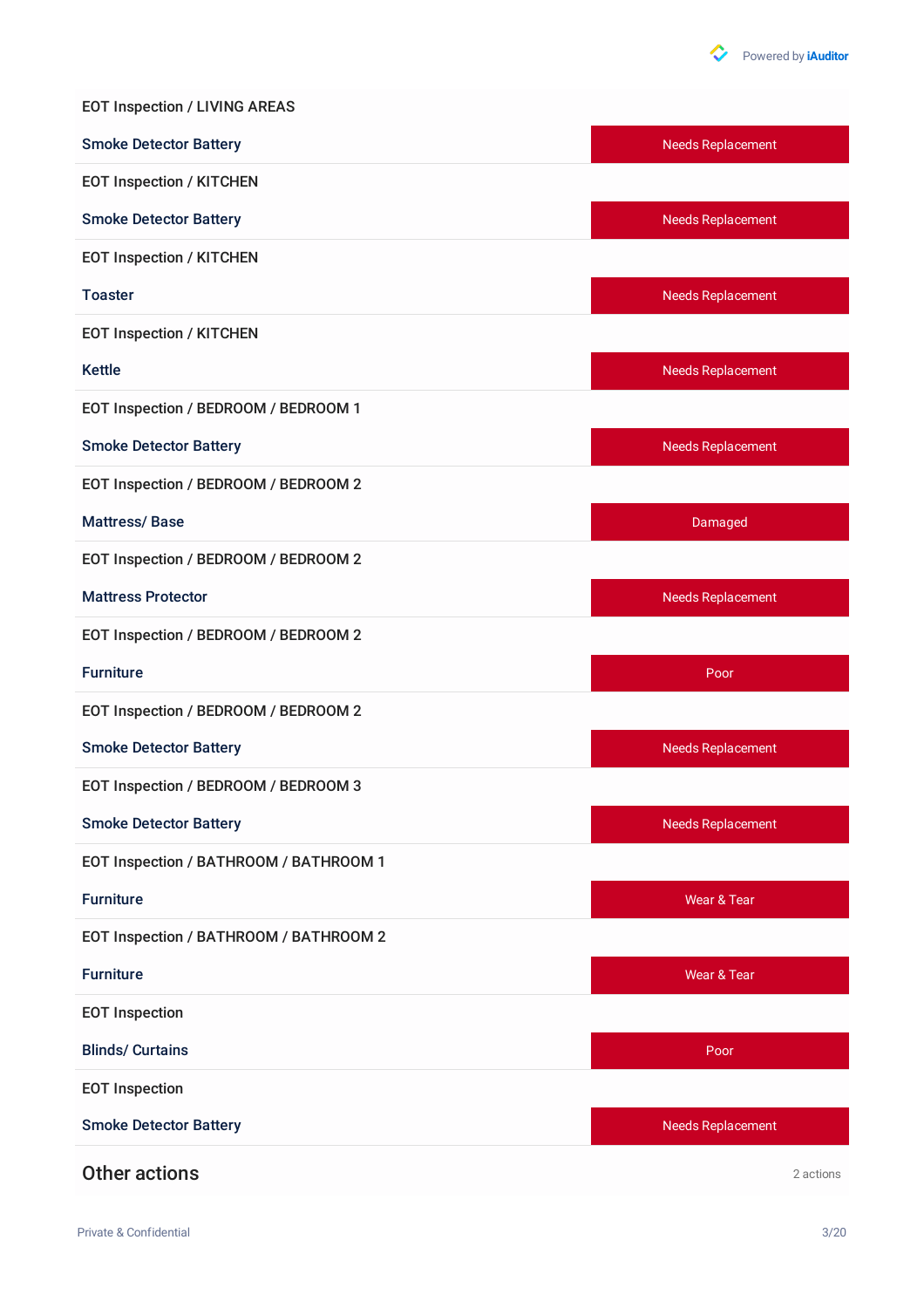EOT Inspection / LIVING AREAS

**Smoke Detector Battery** — Needs Replacement

EOT Inspection / KITCHEN

**Smoke Detector Battery** — Needs Replacement

EOT Inspection / KITCHEN

**Toaster** — Needs Replacement

EOT Inspection / KITCHEN

**Kettle** — Needs Replacement

EOT Inspection / BEDROOM / BEDROOM 1

**Smoke Detector Battery** — Needs Replacement

EOT Inspection / BEDROOM / BEDROOM 2

**Mattress/ Base** — Damaged

EOT Inspection / BEDROOM / BEDROOM 2

**Mattress Protector** — Needs Replacement

EOT Inspection / BEDROOM / BEDROOM 2

**Furniture** — Poor

EOT Inspection / BEDROOM / BEDROOM 2

**Smoke Detector Battery** — Needs Replacement

EOT Inspection / BEDROOM / BEDROOM 3

**Smoke Detector Battery** — Needs Replacement

EOT Inspection / BATHROOM / BATHROOM 1

**Furniture** — Wear & Tear

EOT Inspection / BATHROOM / BATHROOM 2

**Furniture** — Wear & Tear

EOT Inspection

**Blinds/ Curtains** — Poor

EOT Inspection

**Smoke Detector Battery** — Needs Replacement

## Other actions

2 actions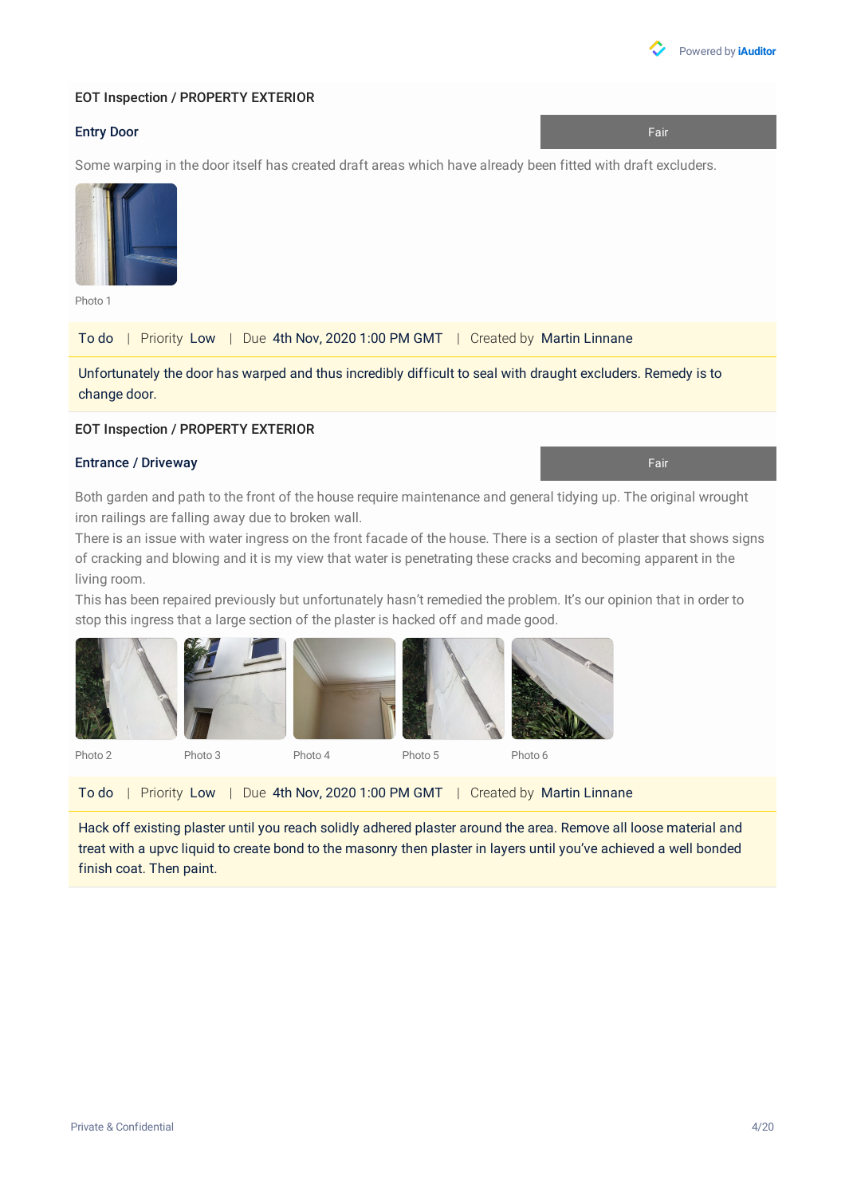EOT Inspection / PROPERTY EXTERIOR

**Entry Door** — Fair

Some warping in the door itself has created draft areas which have already been fitted with draft excluders.

Photo 1

To do | Priority Low | Due 4th Nov, 2020 1:00 PM GMT | Created by Martin Linnane

Unfortunately the door has warped and thus incredibly difficult to seal with draught excluders. Remedy is to change door.

EOT Inspection / PROPERTY EXTERIOR

**Entrance / Driveway** — Fair

Both garden and path to the front of the house require maintenance and general tidying up. The original wrought iron railings are falling away due to broken wall.
There is an issue with water ingress on the front facade of the house. There is a section of plaster that shows signs of cracking and blowing and it is my view that water is penetrating these cracks and becoming apparent in the living room.
This has been repaired previously but unfortunately hasn't remedied the problem. It's our opinion that in order to stop this ingress that a large section of the plaster is hacked off and made good.

Photo 2 Photo 3 Photo 4 Photo 5 Photo 6

To do | Priority Low | Due 4th Nov, 2020 1:00 PM GMT | Created by Martin Linnane

Hack off existing plaster until you reach solidly adhered plaster around the area. Remove all loose material and treat with a upvc liquid to create bond to the masonry then plaster in layers until you've achieved a well bonded finish coat. Then paint.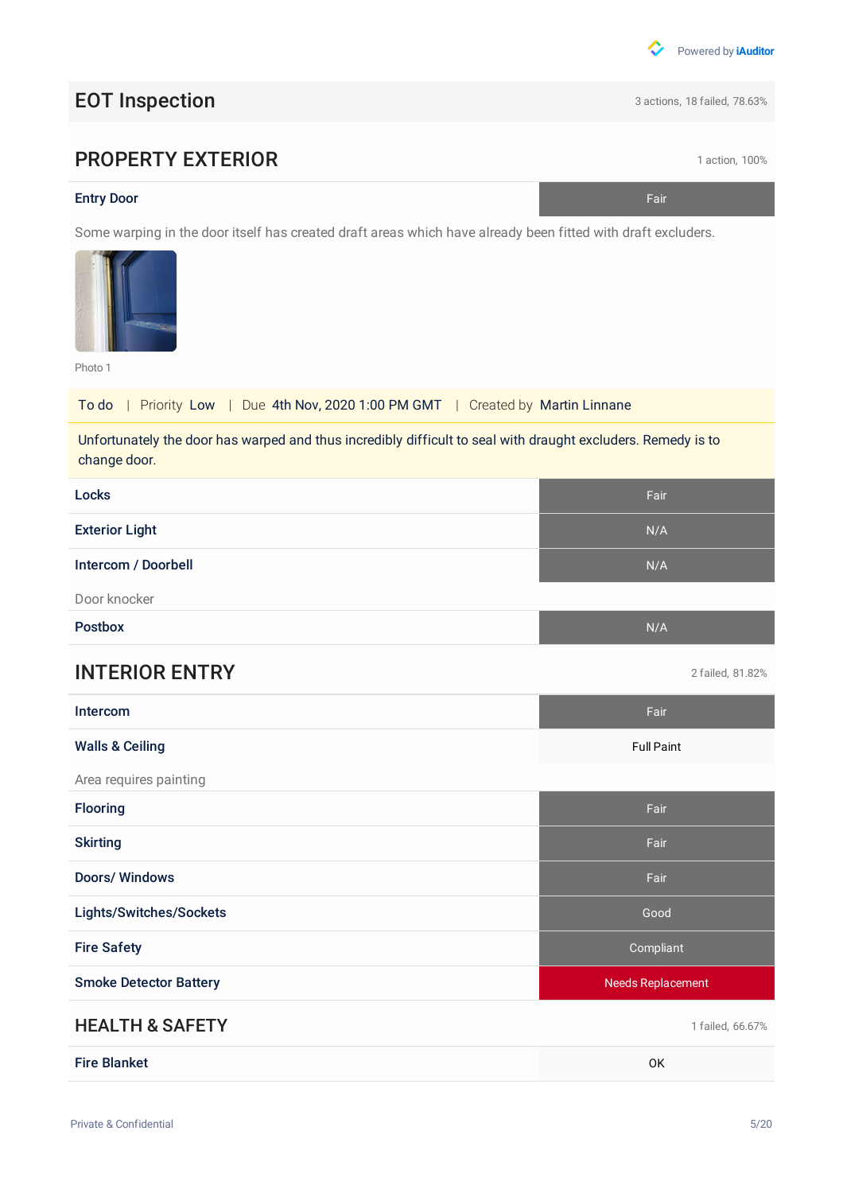# EOT Inspection

3 actions, 18 failed, 78.63%

## PROPERTY EXTERIOR

1 action, 100%

| Item | Response |
|---|---|
| **Entry Door** | Fair |

Some warping in the door itself has created draft areas which have already been fitted with draft excluders.

Photo 1

To do | Priority Low | Due 4th Nov, 2020 1:00 PM GMT | Created by Martin Linnane

Unfortunately the door has warped and thus incredibly difficult to seal with draught excluders. Remedy is to change door.

| Item | Response |
|---|---|
| **Locks** | Fair |
| **Exterior Light** | N/A |
| **Intercom / Doorbell** | N/A |

Door knocker

| Item | Response |
|---|---|
| **Postbox** | N/A |

## INTERIOR ENTRY

2 failed, 81.82%

| Item | Response |
|---|---|
| **Intercom** | Fair |
| **Walls & Ceiling** | Full Paint |

Area requires painting

| Item | Response |
|---|---|
| **Flooring** | Fair |
| **Skirting** | Fair |
| **Doors/ Windows** | Fair |
| **Lights/Switches/Sockets** | Good |
| **Fire Safety** | Compliant |
| **Smoke Detector Battery** | Needs Replacement |

## HEALTH & SAFETY

1 failed, 66.67%

| Item | Response |
|---|---|
| **Fire Blanket** | OK |

Private & Confidential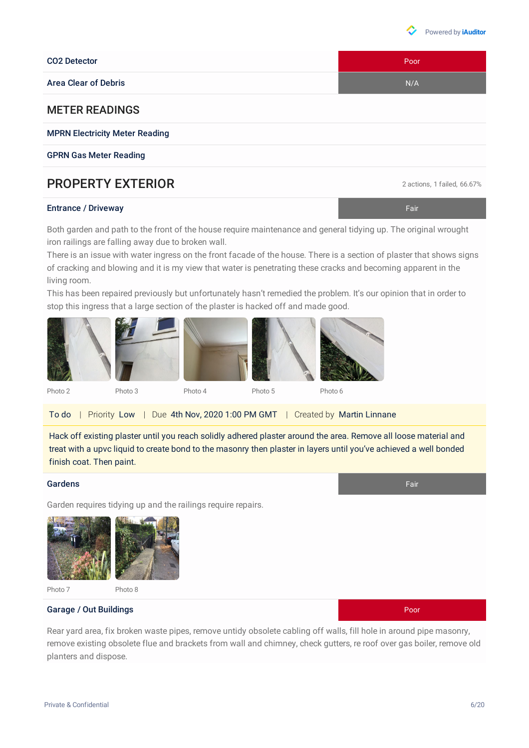| | |
|---|---|
| **CO2 Detector** | Poor |
| **Area Clear of Debris** | N/A |

## METER READINGS

**MPRN Electricity Meter Reading**

**GPRN Gas Meter Reading**

## PROPERTY EXTERIOR

2 actions, 1 failed, 66.67%

| | |
|---|---|
| **Entrance / Driveway** | Fair |

Both garden and path to the front of the house require maintenance and general tidying up. The original wrought iron railings are falling away due to broken wall.
There is an issue with water ingress on the front facade of the house. There is a section of plaster that shows signs of cracking and blowing and it is my view that water is penetrating these cracks and becoming apparent in the living room.
This has been repaired previously but unfortunately hasn't remedied the problem. It's our opinion that in order to stop this ingress that a large section of the plaster is hacked off and made good.

Photo 2 Photo 3 Photo 4 Photo 5 Photo 6

To do | Priority Low | Due 4th Nov, 2020 1:00 PM GMT | Created by Martin Linnane

Hack off existing plaster until you reach solidly adhered plaster around the area. Remove all loose material and treat with a upvc liquid to create bond to the masonry then plaster in layers until you've achieved a well bonded finish coat. Then paint.

| | |
|---|---|
| **Gardens** | Fair |

Garden requires tidying up and the railings require repairs.

Photo 7 Photo 8

| | |
|---|---|
| **Garage / Out Buildings** | Poor |

Rear yard area, fix broken waste pipes, remove untidy obsolete cabling off walls, fill hole in around pipe masonry, remove existing obsolete flue and brackets from wall and chimney, check gutters, re roof over gas boiler, remove old planters and dispose.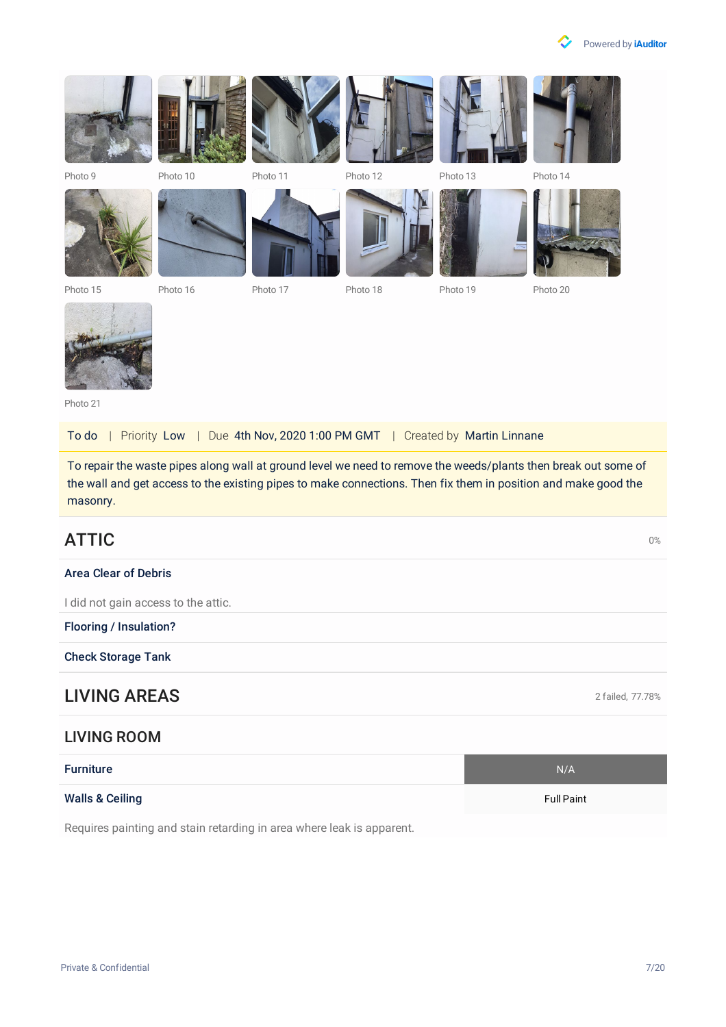Photo 9 Photo 10 Photo 11 Photo 12 Photo 13 Photo 14

Photo 15 Photo 16 Photo 17 Photo 18 Photo 19 Photo 20

Photo 21

To do | Priority Low | Due 4th Nov, 2020 1:00 PM GMT | Created by Martin Linnane

To repair the waste pipes along wall at ground level we need to remove the weeds/plants then break out some of the wall and get access to the existing pipes to make connections. Then fix them in position and make good the masonry.

## ATTIC

0%

**Area Clear of Debris**

I did not gain access to the attic.

**Flooring / Insulation?**

**Check Storage Tank**

## LIVING AREAS

2 failed, 77.78%

### LIVING ROOM

| | |
|---|---|
| **Furniture** | N/A |
| **Walls & Ceiling** | Full Paint |

Requires painting and stain retarding in area where leak is apparent.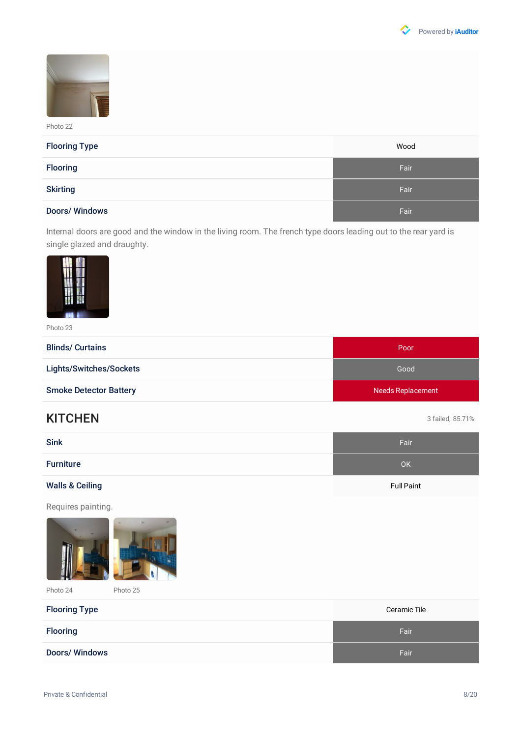Photo 22

| | |
|---|---|
| **Flooring Type** | Wood |
| **Flooring** | Fair |
| **Skirting** | Fair |
| **Doors/ Windows** | Fair |

Internal doors are good and the window in the living room. The french type doors leading out to the rear yard is single glazed and draughty.

Photo 23

| | |
|---|---|
| **Blinds/ Curtains** | Poor |
| **Lights/Switches/Sockets** | Good |
| **Smoke Detector Battery** | Needs Replacement |

## KITCHEN

3 failed, 85.71%

| | |
|---|---|
| **Sink** | Fair |
| **Furniture** | OK |
| **Walls & Ceiling** | Full Paint |

Requires painting.

Photo 24 Photo 25

| | |
|---|---|
| **Flooring Type** | Ceramic Tile |
| **Flooring** | Fair |
| **Doors/ Windows** | Fair |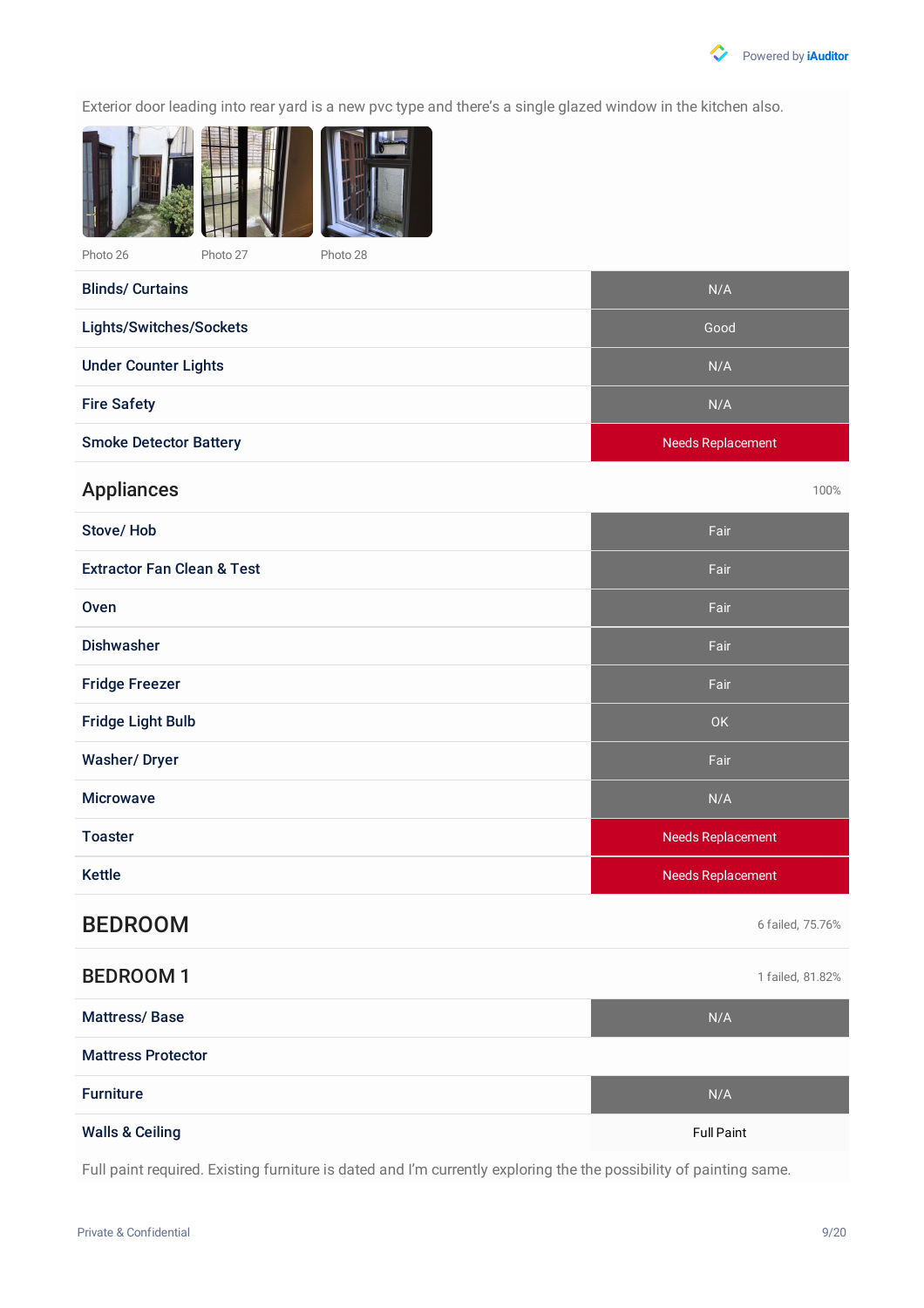Exterior door leading into rear yard is a new pvc type and there's a single glazed window in the kitchen also.

Photo 26 Photo 27 Photo 28

| Item | Status |
|---|---|
| Blinds/ Curtains | N/A |
| Lights/Switches/Sockets | Good |
| Under Counter Lights | N/A |
| Fire Safety | N/A |
| Smoke Detector Battery | Needs Replacement |

## Appliances

100%

| Item | Status |
|---|---|
| Stove/ Hob | Fair |
| Extractor Fan Clean & Test | Fair |
| Oven | Fair |
| Dishwasher | Fair |
| Fridge Freezer | Fair |
| Fridge Light Bulb | OK |
| Washer/ Dryer | Fair |
| Microwave | N/A |
| Toaster | Needs Replacement |
| Kettle | Needs Replacement |

# BEDROOM

6 failed, 75.76%

## BEDROOM 1

1 failed, 81.82%

| Item | Status |
|---|---|
| Mattress/ Base | N/A |
| Mattress Protector | |
| Furniture | N/A |
| Walls & Ceiling | Full Paint |

Full paint required. Existing furniture is dated and I'm currently exploring the the possibility of painting same.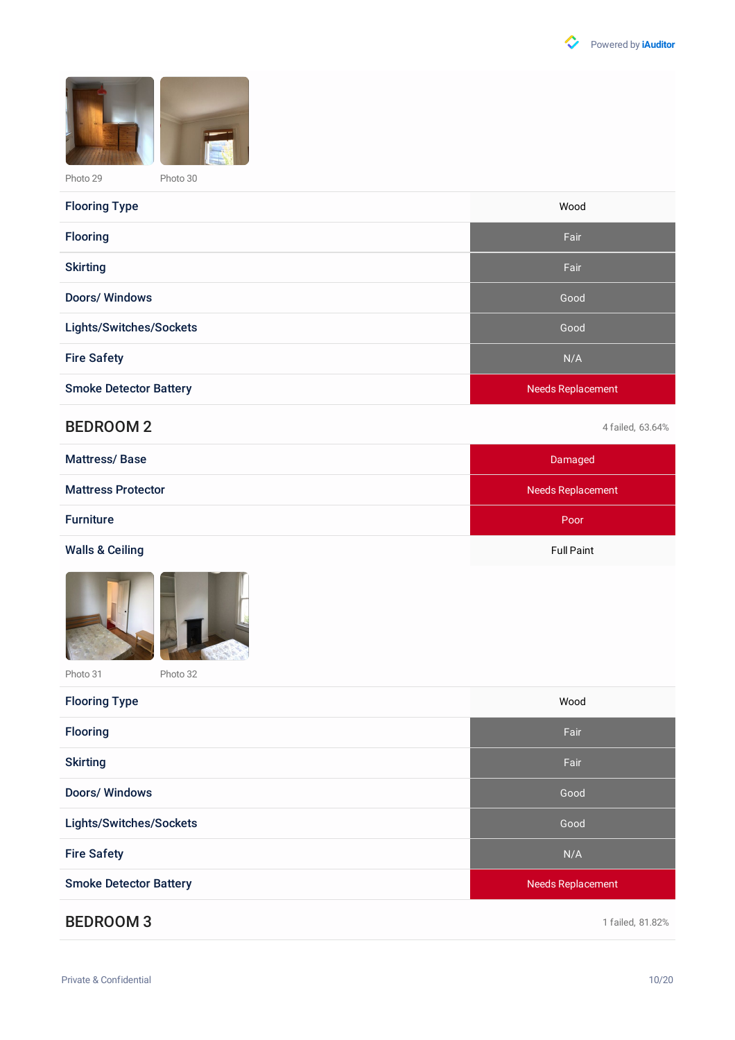Photo 29 Photo 30

| | |
|---|---|
| Flooring Type | Wood |
| Flooring | Fair |
| Skirting | Fair |
| Doors/ Windows | Good |
| Lights/Switches/Sockets | Good |
| Fire Safety | N/A |
| Smoke Detector Battery | Needs Replacement |

## BEDROOM 2

4 failed, 63.64%

| | |
|---|---|
| Mattress/ Base | Damaged |
| Mattress Protector | Needs Replacement |
| Furniture | Poor |
| Walls & Ceiling | Full Paint |

Photo 31 Photo 32

| | |
|---|---|
| Flooring Type | Wood |
| Flooring | Fair |
| Skirting | Fair |
| Doors/ Windows | Good |
| Lights/Switches/Sockets | Good |
| Fire Safety | N/A |
| Smoke Detector Battery | Needs Replacement |

## BEDROOM 3

1 failed, 81.82%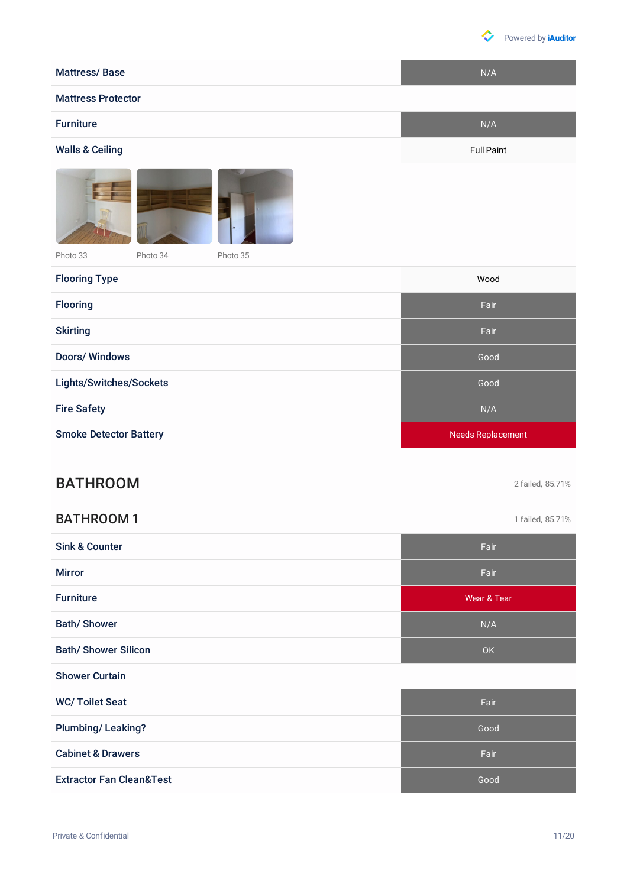| Item | Result |
|---|---|
| Mattress/ Base | N/A |
| Mattress Protector | |
| Furniture | N/A |
| Walls & Ceiling | Full Paint |

Photo 33 Photo 34 Photo 35

| Item | Result |
|---|---|
| Flooring Type | Wood |
| Flooring | Fair |
| Skirting | Fair |
| Doors/ Windows | Good |
| Lights/Switches/Sockets | Good |
| Fire Safety | N/A |
| Smoke Detector Battery | Needs Replacement |

# BATHROOM

2 failed, 85.71%

## BATHROOM 1

1 failed, 85.71%

| Item | Result |
|---|---|
| Sink & Counter | Fair |
| Mirror | Fair |
| Furniture | Wear & Tear |
| Bath/ Shower | N/A |
| Bath/ Shower Silicon | OK |
| Shower Curtain | |
| WC/ Toilet Seat | Fair |
| Plumbing/ Leaking? | Good |
| Cabinet & Drawers | Fair |
| Extractor Fan Clean&Test | Good |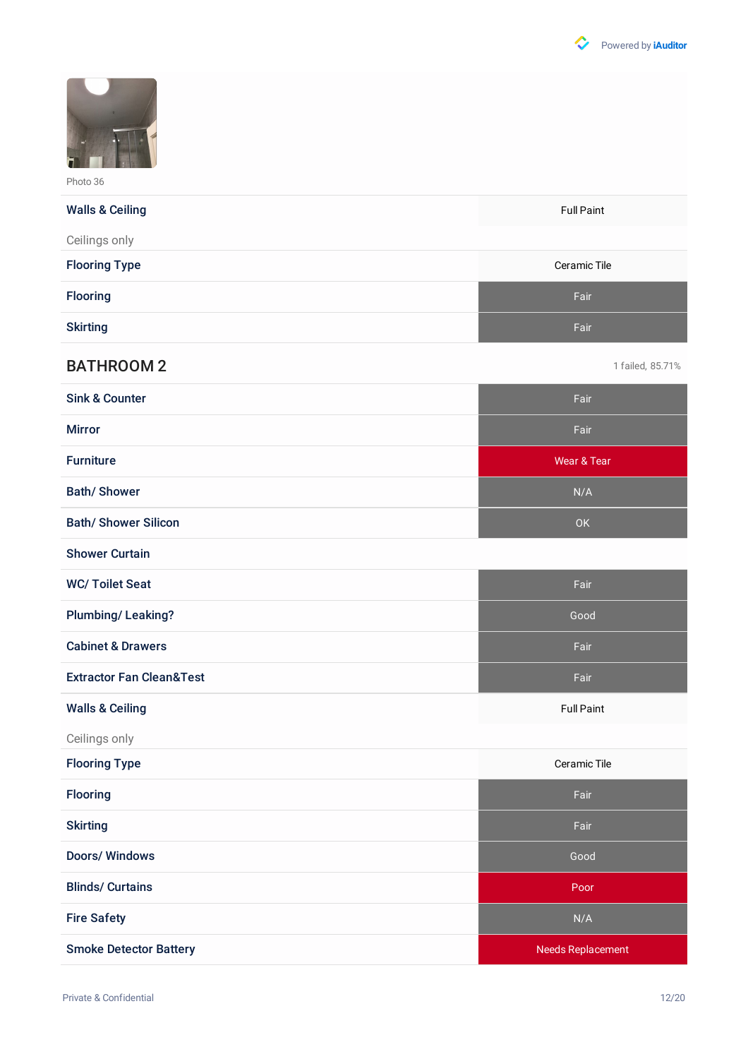Photo 36

| | |
|---|---|
| Walls & Ceiling | Full Paint |
| Ceilings only | |
| Flooring Type | Ceramic Tile |
| Flooring | Fair |
| Skirting | Fair |

## BATHROOM 2

1 failed, 85.71%

| | |
|---|---|
| Sink & Counter | Fair |
| Mirror | Fair |
| Furniture | Wear & Tear |
| Bath/ Shower | N/A |
| Bath/ Shower Silicon | OK |
| Shower Curtain | |
| WC/ Toilet Seat | Fair |
| Plumbing/ Leaking? | Good |
| Cabinet & Drawers | Fair |
| Extractor Fan Clean&Test | Fair |
| Walls & Ceiling | Full Paint |
| Ceilings only | |
| Flooring Type | Ceramic Tile |
| Flooring | Fair |
| Skirting | Fair |
| Doors/ Windows | Good |
| Blinds/ Curtains | Poor |
| Fire Safety | N/A |
| Smoke Detector Battery | Needs Replacement |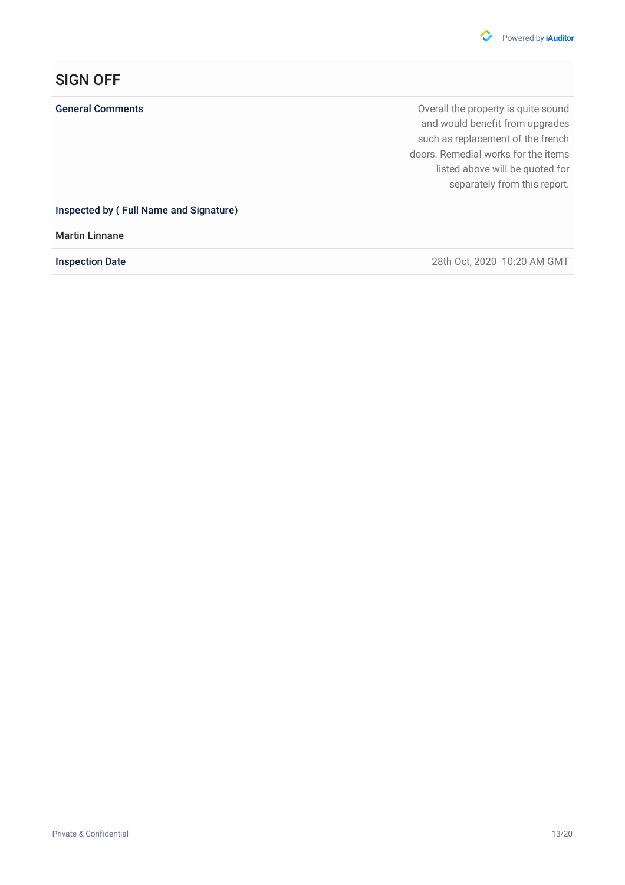# SIGN OFF

| | |
|---|---|
| **General Comments** | Overall the property is quite sound and would benefit from upgrades such as replacement of the french doors. Remedial works for the items listed above will be quoted for separately from this report. |

**Inspected by ( Full Name and Signature)**

**Martin Linnane**

| | |
|---|---|
| **Inspection Date** | 28th Oct, 2020 10:20 AM GMT |

Private & Confidential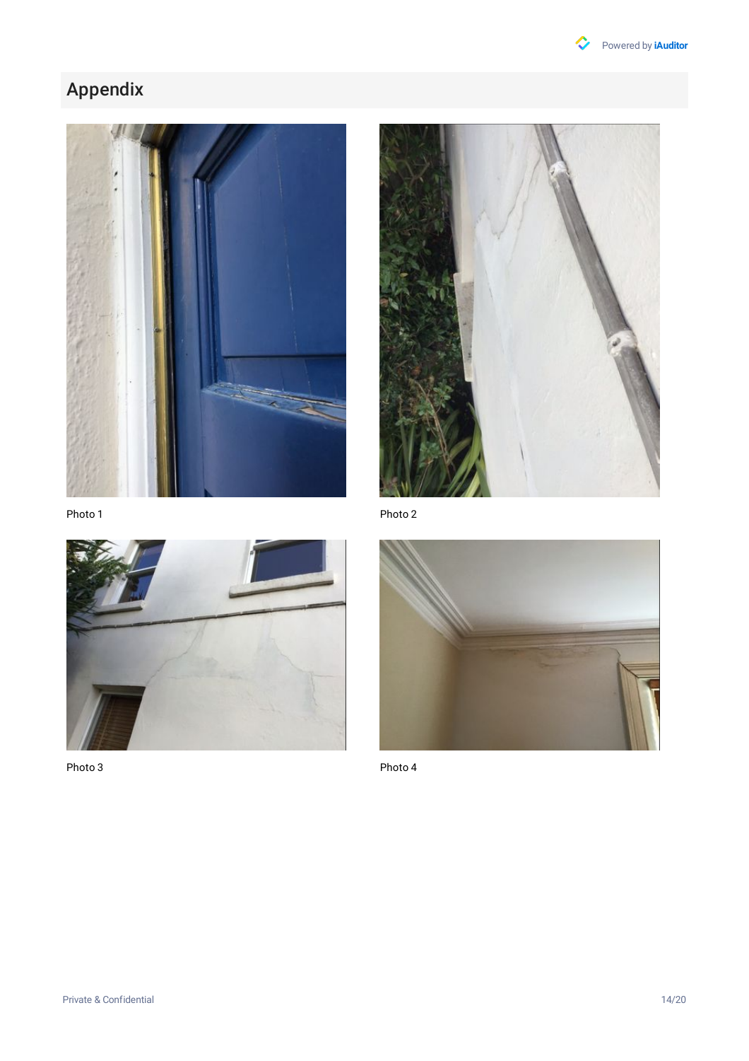# Appendix

Photo 1

Photo 2

Photo 3

Photo 4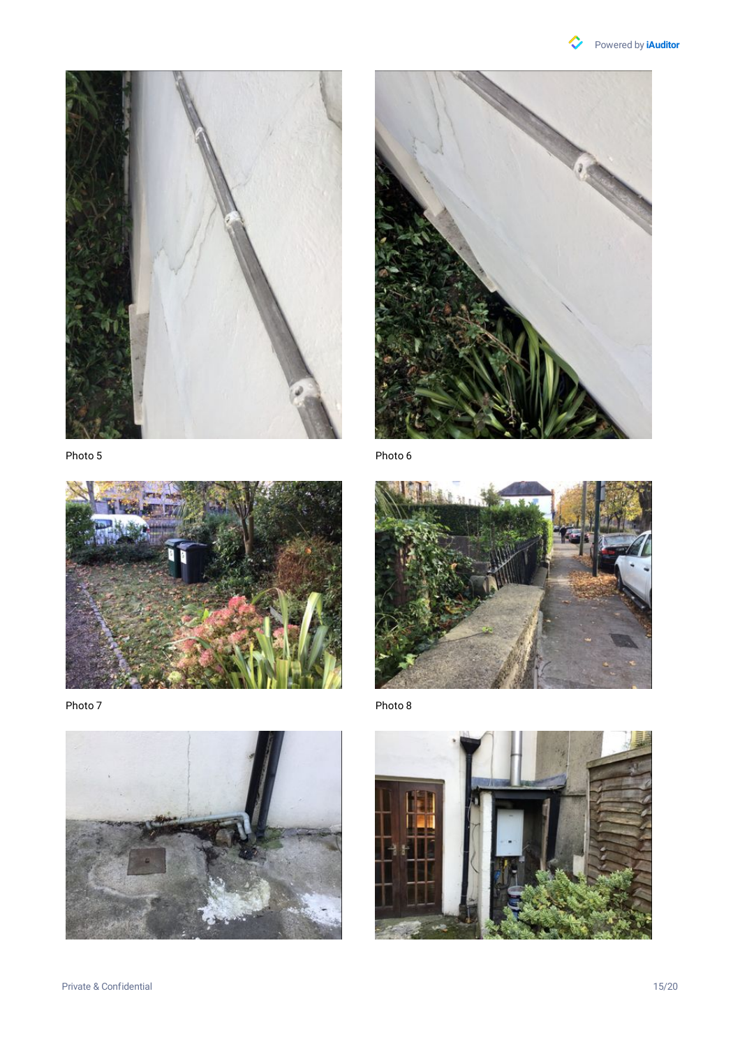Photo 5

Photo 6

Photo 7

Photo 8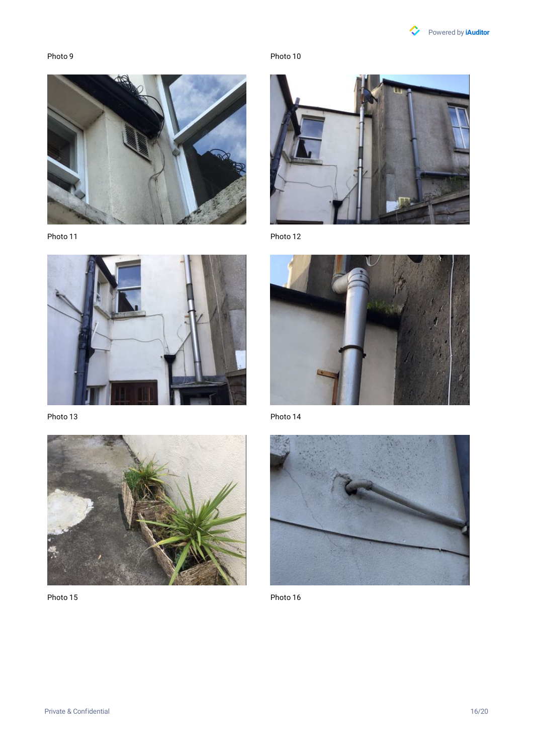Photo 9

Photo 10

Photo 11

Photo 12

Photo 13

Photo 14

Photo 15

Photo 16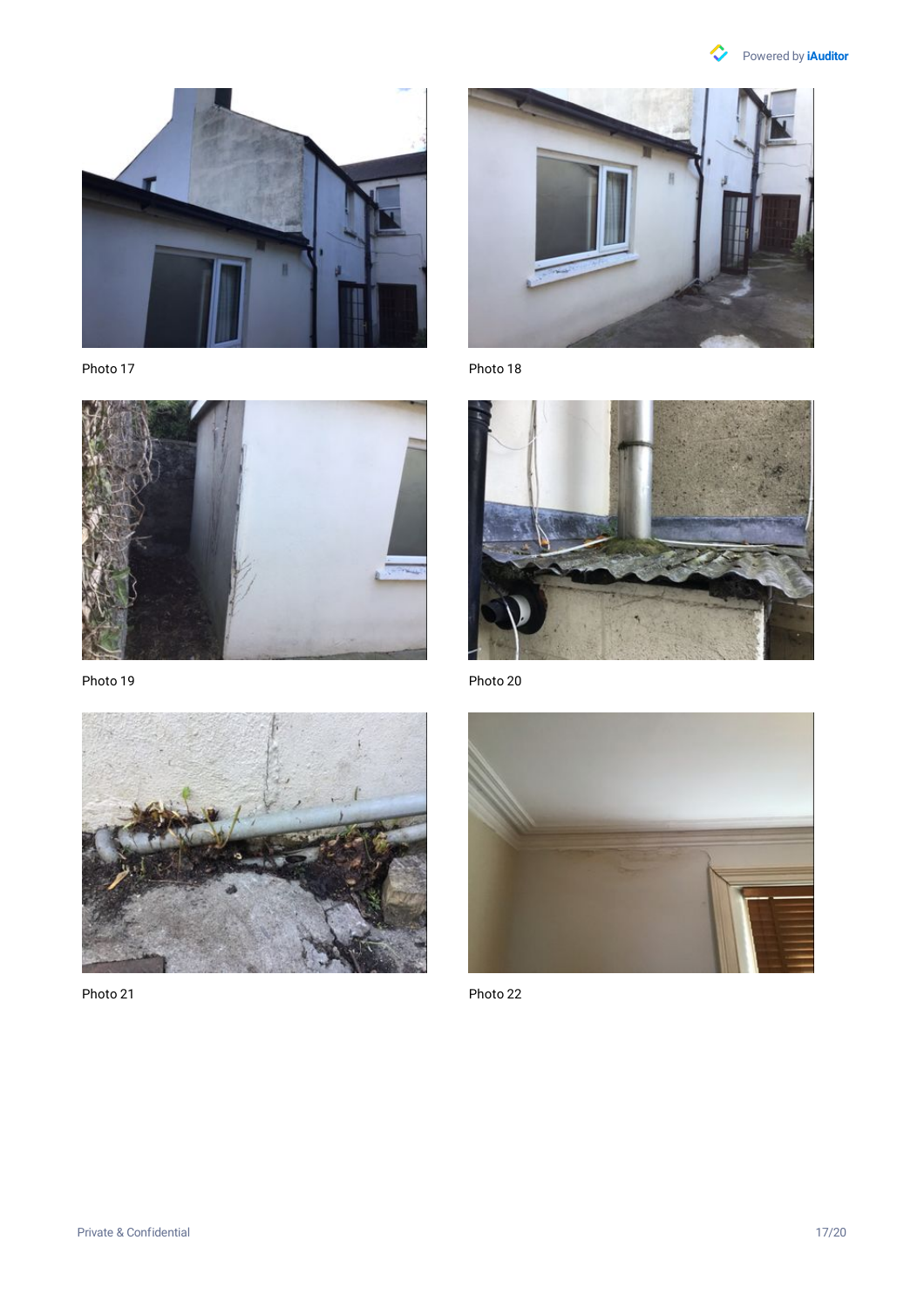Photo 17

Photo 18

Photo 19

Photo 20

Photo 21

Photo 22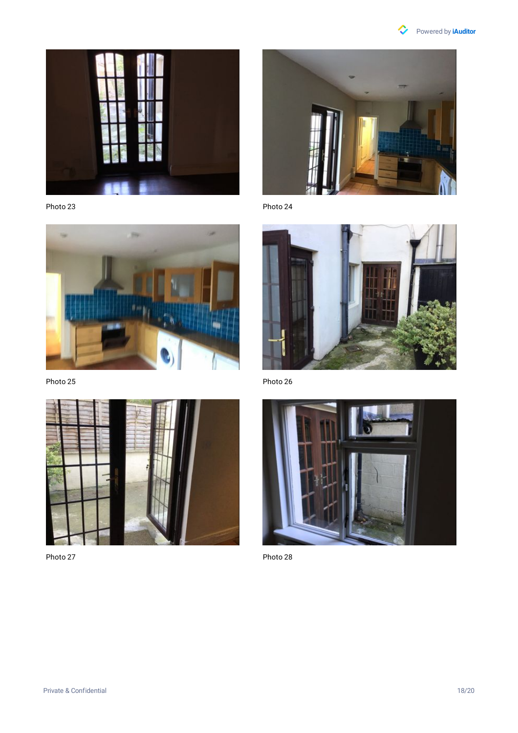Photo 23

Photo 24

Photo 25

Photo 26

Photo 27

Photo 28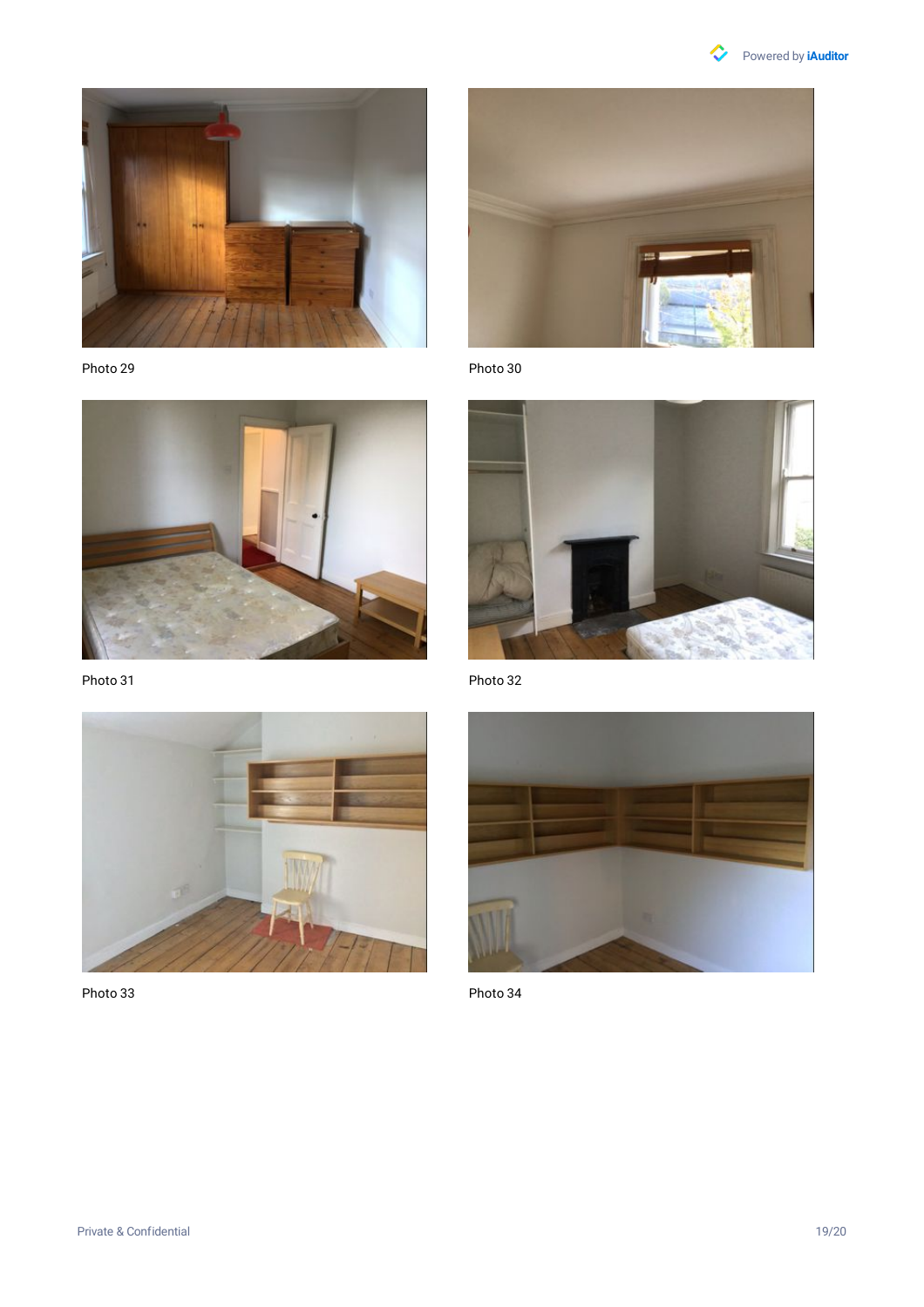Photo 29

Photo 30

Photo 31

Photo 32

Photo 33

Photo 34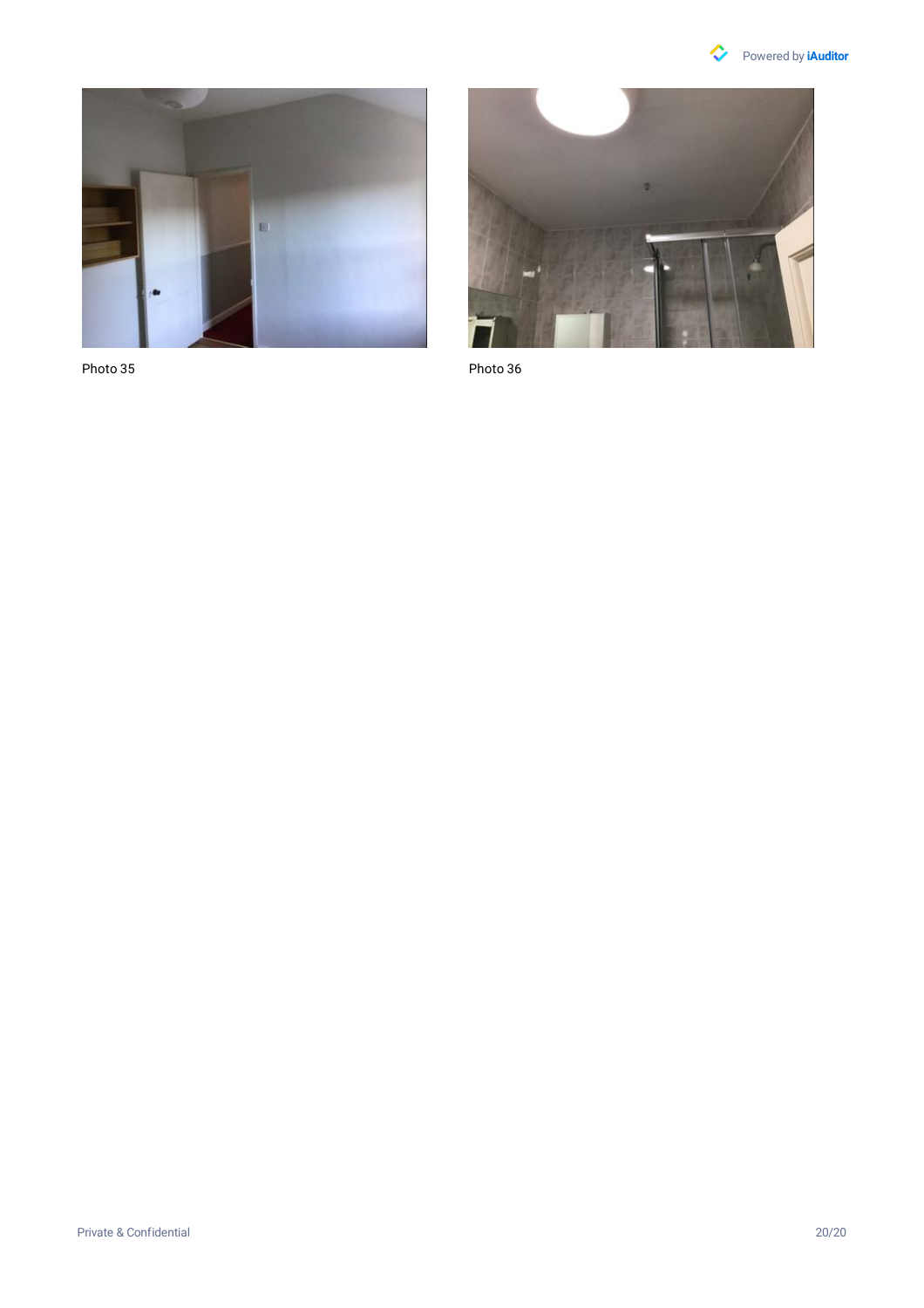Photo 35

Photo 36